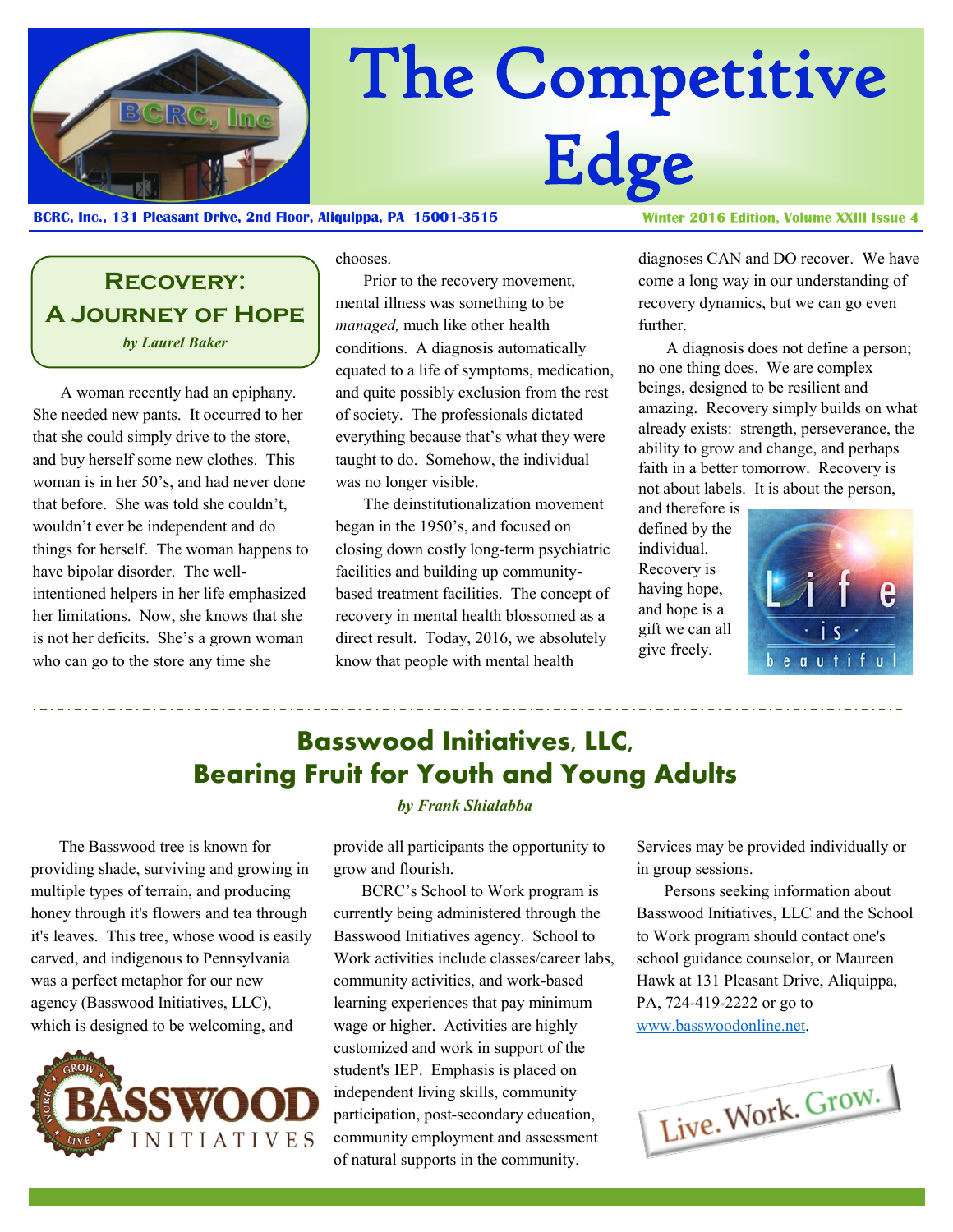# The Competitive Edge

**BCRC, Inc., 131 Pleasant Drive, 2nd Floor, Aliquippa, PA 15001-3515** **Winter 2016 Edition, Volume XXIII Issue 4**

## Recovery: A Journey of Hope

*by Laurel Baker*

A woman recently had an epiphany. She needed new pants. It occurred to her that she could simply drive to the store, and buy herself some new clothes. This woman is in her 50's, and had never done that before. She was told she couldn't, wouldn't ever be independent and do things for herself. The woman happens to have bipolar disorder. The well-intentioned helpers in her life emphasized her limitations. Now, she knows that she is not her deficits. She's a grown woman who can go to the store any time she chooses.

Prior to the recovery movement, mental illness was something to be *managed,* much like other health conditions. A diagnosis automatically equated to a life of symptoms, medication, and quite possibly exclusion from the rest of society. The professionals dictated everything because that's what they were taught to do. Somehow, the individual was no longer visible.

The deinstitutionalization movement began in the 1950's, and focused on closing down costly long-term psychiatric facilities and building up community-based treatment facilities. The concept of recovery in mental health blossomed as a direct result. Today, 2016, we absolutely know that people with mental health diagnoses CAN and DO recover. We have come a long way in our understanding of recovery dynamics, but we can go even further.

A diagnosis does not define a person; no one thing does. We are complex beings, designed to be resilient and amazing. Recovery simply builds on what already exists: strength, perseverance, the ability to grow and change, and perhaps faith in a better tomorrow. Recovery is not about labels. It is about the person, and therefore is defined by the individual. Recovery is having hope, and hope is a gift we can all give freely.

## Basswood Initiatives, LLC, Bearing Fruit for Youth and Young Adults

*by Frank Shialabba*

The Basswood tree is known for providing shade, surviving and growing in multiple types of terrain, and producing honey through it's flowers and tea through it's leaves. This tree, whose wood is easily carved, and indigenous to Pennsylvania was a perfect metaphor for our new agency (Basswood Initiatives, LLC), which is designed to be welcoming, and provide all participants the opportunity to grow and flourish.

BCRC's School to Work program is currently being administered through the Basswood Initiatives agency. School to Work activities include classes/career labs, community activities, and work-based learning experiences that pay minimum wage or higher. Activities are highly customized and work in support of the student's IEP. Emphasis is placed on independent living skills, community participation, post-secondary education, community employment and assessment of natural supports in the community. Services may be provided individually or in group sessions.

Persons seeking information about Basswood Initiatives, LLC and the School to Work program should contact one's school guidance counselor, or Maureen Hawk at 131 Pleasant Drive, Aliquippa, PA, 724-419-2222 or go to www.basswoodonline.net.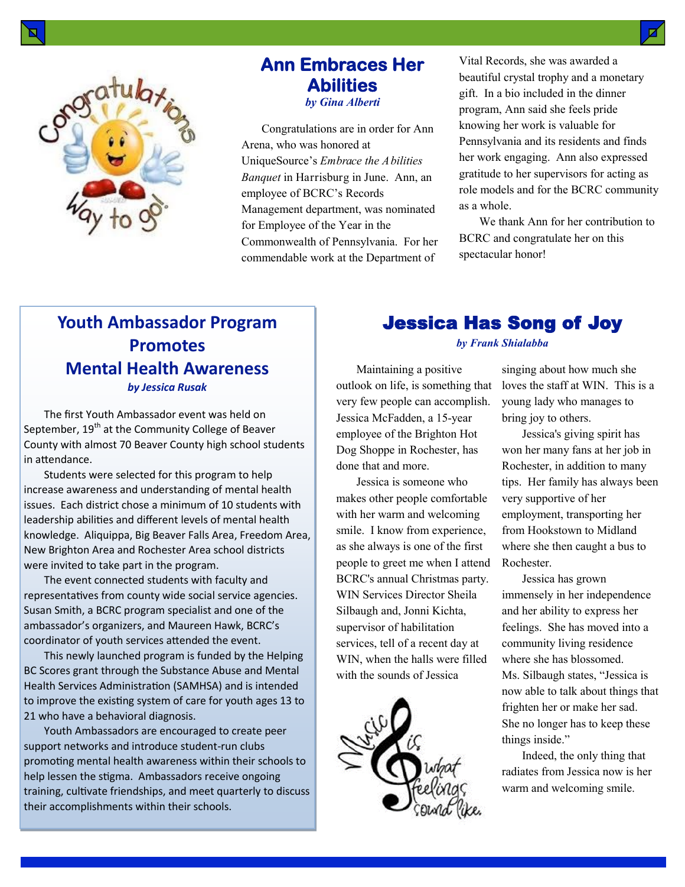## Ann Embraces Her Abilities

*by Gina Alberti*

Congratulations are in order for Ann Arena, who was honored at UniqueSource's *Embrace the Abilities Banquet* in Harrisburg in June. Ann, an employee of BCRC's Records Management department, was nominated for Employee of the Year in the Commonwealth of Pennsylvania. For her commendable work at the Department of Vital Records, she was awarded a beautiful crystal trophy and a monetary gift. In a bio included in the dinner program, Ann said she feels pride knowing her work is valuable for Pennsylvania and its residents and finds her work engaging. Ann also expressed gratitude to her supervisors for acting as role models and for the BCRC community as a whole.

We thank Ann for her contribution to BCRC and congratulate her on this spectacular honor!

## Youth Ambassador Program Promotes Mental Health Awareness

*by Jessica Rusak*

The first Youth Ambassador event was held on September, 19th at the Community College of Beaver County with almost 70 Beaver County high school students in attendance.

Students were selected for this program to help increase awareness and understanding of mental health issues. Each district chose a minimum of 10 students with leadership abilities and different levels of mental health knowledge. Aliquippa, Big Beaver Falls Area, Freedom Area, New Brighton Area and Rochester Area school districts were invited to take part in the program.

The event connected students with faculty and representatives from county wide social service agencies. Susan Smith, a BCRC program specialist and one of the ambassador's organizers, and Maureen Hawk, BCRC's coordinator of youth services attended the event.

This newly launched program is funded by the Helping BC Scores grant through the Substance Abuse and Mental Health Services Administration (SAMHSA) and is intended to improve the existing system of care for youth ages 13 to 21 who have a behavioral diagnosis.

Youth Ambassadors are encouraged to create peer support networks and introduce student-run clubs promoting mental health awareness within their schools to help lessen the stigma. Ambassadors receive ongoing training, cultivate friendships, and meet quarterly to discuss their accomplishments within their schools.

## Jessica Has Song of Joy

*by Frank Shialabba*

Maintaining a positive outlook on life, is something that very few people can accomplish. Jessica McFadden, a 15-year employee of the Brighton Hot Dog Shoppe in Rochester, has done that and more.

Jessica is someone who makes other people comfortable with her warm and welcoming smile. I know from experience, as she always is one of the first people to greet me when I attend BCRC's annual Christmas party. WIN Services Director Sheila Silbaugh and, Jonni Kichta, supervisor of habilitation services, tell of a recent day at WIN, when the halls were filled with the sounds of Jessica singing about how much she loves the staff at WIN. This is a young lady who manages to bring joy to others.

Jessica's giving spirit has won her many fans at her job in Rochester, in addition to many tips. Her family has always been very supportive of her employment, transporting her from Hookstown to Midland where she then caught a bus to Rochester.

Jessica has grown immensely in her independence and her ability to express her feelings. She has moved into a community living residence where she has blossomed. Ms. Silbaugh states, "Jessica is now able to talk about things that frighten her or make her sad. She no longer has to keep these things inside."

Indeed, the only thing that radiates from Jessica now is her warm and welcoming smile.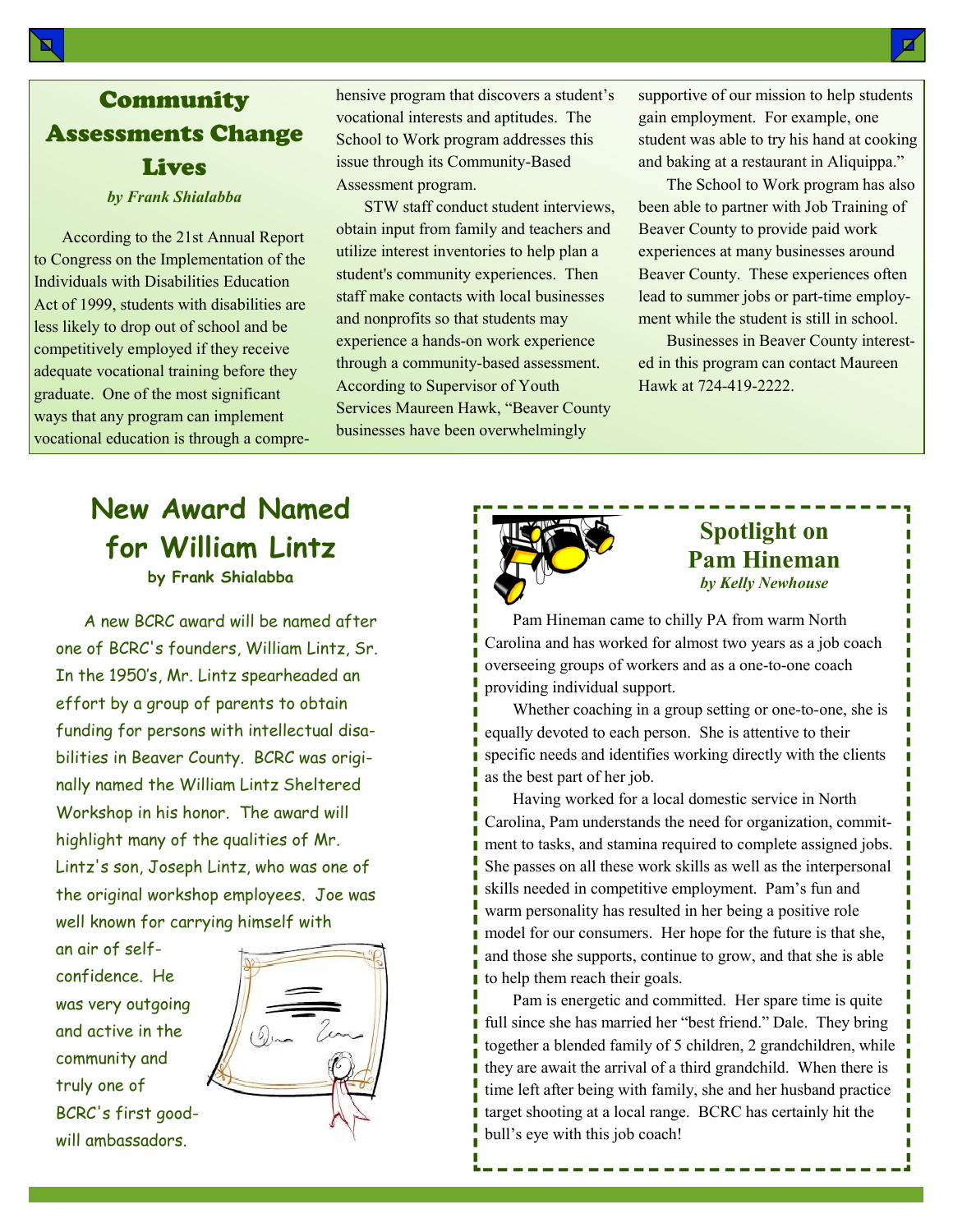## Community Assessments Change Lives

*by Frank Shialabba*

According to the 21st Annual Report to Congress on the Implementation of the Individuals with Disabilities Education Act of 1999, students with disabilities are less likely to drop out of school and be competitively employed if they receive adequate vocational training before they graduate. One of the most significant ways that any program can implement vocational education is through a comprehensive program that discovers a student's vocational interests and aptitudes. The School to Work program addresses this issue through its Community-Based Assessment program.

STW staff conduct student interviews, obtain input from family and teachers and utilize interest inventories to help plan a student's community experiences. Then staff make contacts with local businesses and nonprofits so that students may experience a hands-on work experience through a community-based assessment. According to Supervisor of Youth Services Maureen Hawk, "Beaver County businesses have been overwhelmingly supportive of our mission to help students gain employment. For example, one student was able to try his hand at cooking and baking at a restaurant in Aliquippa."

The School to Work program has also been able to partner with Job Training of Beaver County to provide paid work experiences at many businesses around Beaver County. These experiences often lead to summer jobs or part-time employment while the student is still in school.

Businesses in Beaver County interested in this program can contact Maureen Hawk at 724-419-2222.

## New Award Named for William Lintz

**by Frank Shialabba**

A new BCRC award will be named after one of BCRC's founders, William Lintz, Sr. In the 1950's, Mr. Lintz spearheaded an effort by a group of parents to obtain funding for persons with intellectual disabilities in Beaver County. BCRC was originally named the William Lintz Sheltered Workshop in his honor. The award will highlight many of the qualities of Mr. Lintz's son, Joseph Lintz, who was one of the original workshop employees. Joe was well known for carrying himself with an air of self-confidence. He was very outgoing and active in the community and truly one of BCRC's first goodwill ambassadors.

## Spotlight on Pam Hineman

*by Kelly Newhouse*

Pam Hineman came to chilly PA from warm North Carolina and has worked for almost two years as a job coach overseeing groups of workers and as a one-to-one coach providing individual support.

Whether coaching in a group setting or one-to-one, she is equally devoted to each person. She is attentive to their specific needs and identifies working directly with the clients as the best part of her job.

Having worked for a local domestic service in North Carolina, Pam understands the need for organization, commitment to tasks, and stamina required to complete assigned jobs. She passes on all these work skills as well as the interpersonal skills needed in competitive employment. Pam's fun and warm personality has resulted in her being a positive role model for our consumers. Her hope for the future is that she, and those she supports, continue to grow, and that she is able to help them reach their goals.

Pam is energetic and committed. Her spare time is quite full since she has married her "best friend." Dale. They bring together a blended family of 5 children, 2 grandchildren, while they are await the arrival of a third grandchild. When there is time left after being with family, she and her husband practice target shooting at a local range. BCRC has certainly hit the bull's eye with this job coach!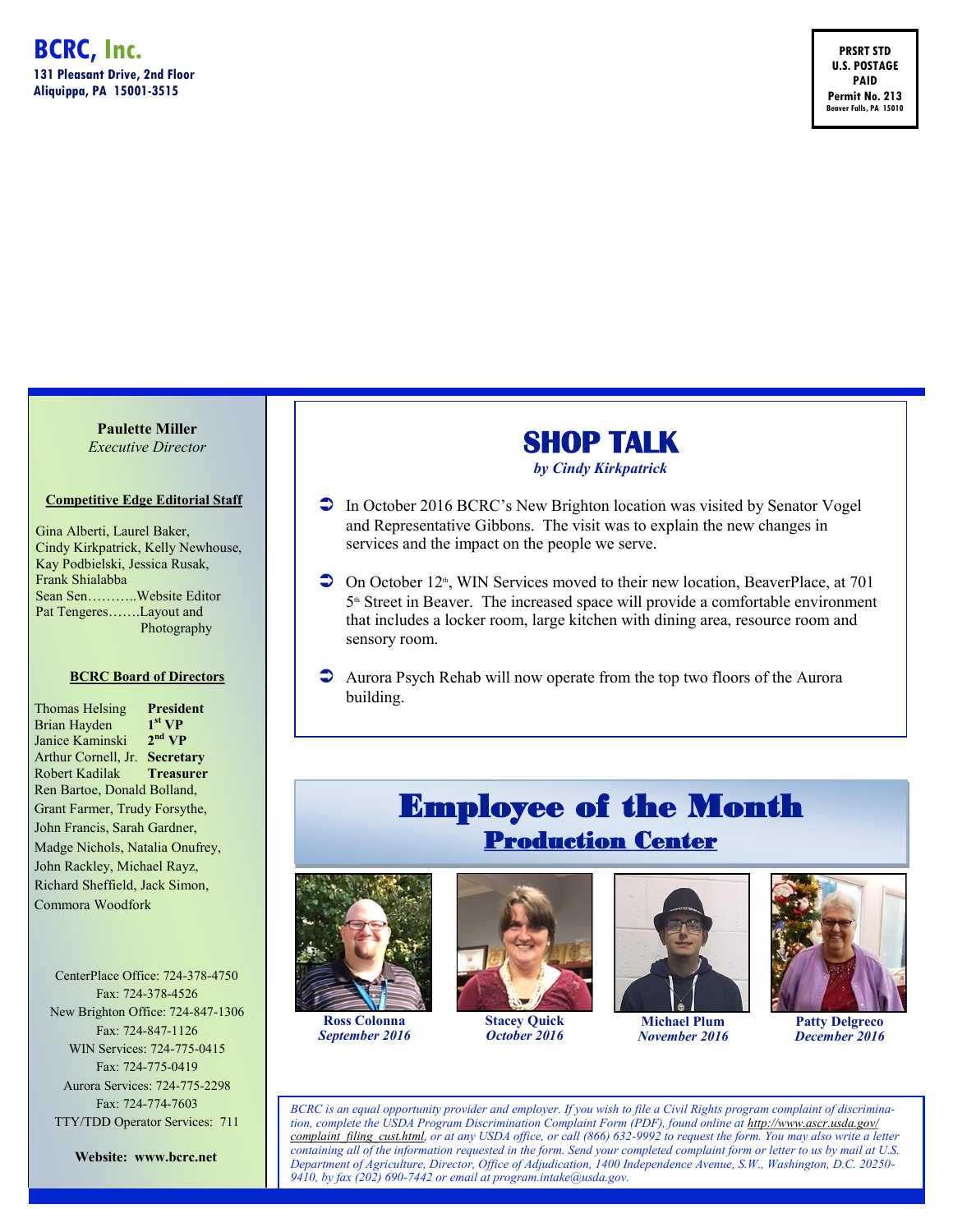**BCRC, Inc.**
**131 Pleasant Drive, 2nd Floor**
**Aliquippa, PA 15001-3515**

**PRSRT STD**
**U.S. POSTAGE**
**PAID**
**Permit No. 213**
**Beaver Falls, PA 15010**

**Paulette Miller**
*Executive Director*

**Competitive Edge Editorial Staff**

Gina Alberti, Laurel Baker, Cindy Kirkpatrick, Kelly Newhouse, Kay Podbielski, Jessica Rusak, Frank Shialabba
Sean Sen………..Website Editor
Pat Tengeres…….Layout and Photography

**BCRC Board of Directors**

| | |
|---|---|
| Thomas Helsing | **President** |
| Brian Hayden | **1st VP** |
| Janice Kaminski | **2nd VP** |
| Arthur Cornell, Jr. | **Secretary** |
| Robert Kadilak | **Treasurer** |

Ren Bartoe, Donald Bolland, Grant Farmer, Trudy Forsythe, John Francis, Sarah Gardner, Madge Nichols, Natalia Onufrey, John Rackley, Michael Rayz, Richard Sheffield, Jack Simon, Commora Woodfork

CenterPlace Office: 724-378-4750
Fax: 724-378-4526
New Brighton Office: 724-847-1306
Fax: 724-847-1126
WIN Services: 724-775-0415
Fax: 724-775-0419
Aurora Services: 724-775-2298
Fax: 724-774-7603
TTY/TDD Operator Services: 711

**Website: www.bcrc.net**

# SHOP TALK

*by Cindy Kirkpatrick*

- In October 2016 BCRC's New Brighton location was visited by Senator Vogel and Representative Gibbons. The visit was to explain the new changes in services and the impact on the people we serve.
- On October 12th, WIN Services moved to their new location, BeaverPlace, at 701 5th Street in Beaver. The increased space will provide a comfortable environment that includes a locker room, large kitchen with dining area, resource room and sensory room.
- Aurora Psych Rehab will now operate from the top two floors of the Aurora building.

# Employee of the Month

## Production Center

**Ross Colonna**
*September 2016*

**Stacey Quick**
*October 2016*

**Michael Plum**
*November 2016*

**Patty Delgreco**
*December 2016*

*BCRC is an equal opportunity provider and employer. If you wish to file a Civil Rights program complaint of discrimination, complete the USDA Program Discrimination Complaint Form (PDF), found online at http://www.ascr.usda.gov/complaint_filing_cust.html, or at any USDA office, or call (866) 632-9992 to request the form. You may also write a letter containing all of the information requested in the form. Send your completed complaint form or letter to us by mail at U.S. Department of Agriculture, Director, Office of Adjudication, 1400 Independence Avenue, S.W., Washington, D.C. 20250-9410, by fax (202) 690-7442 or email at program.intake@usda.gov.*